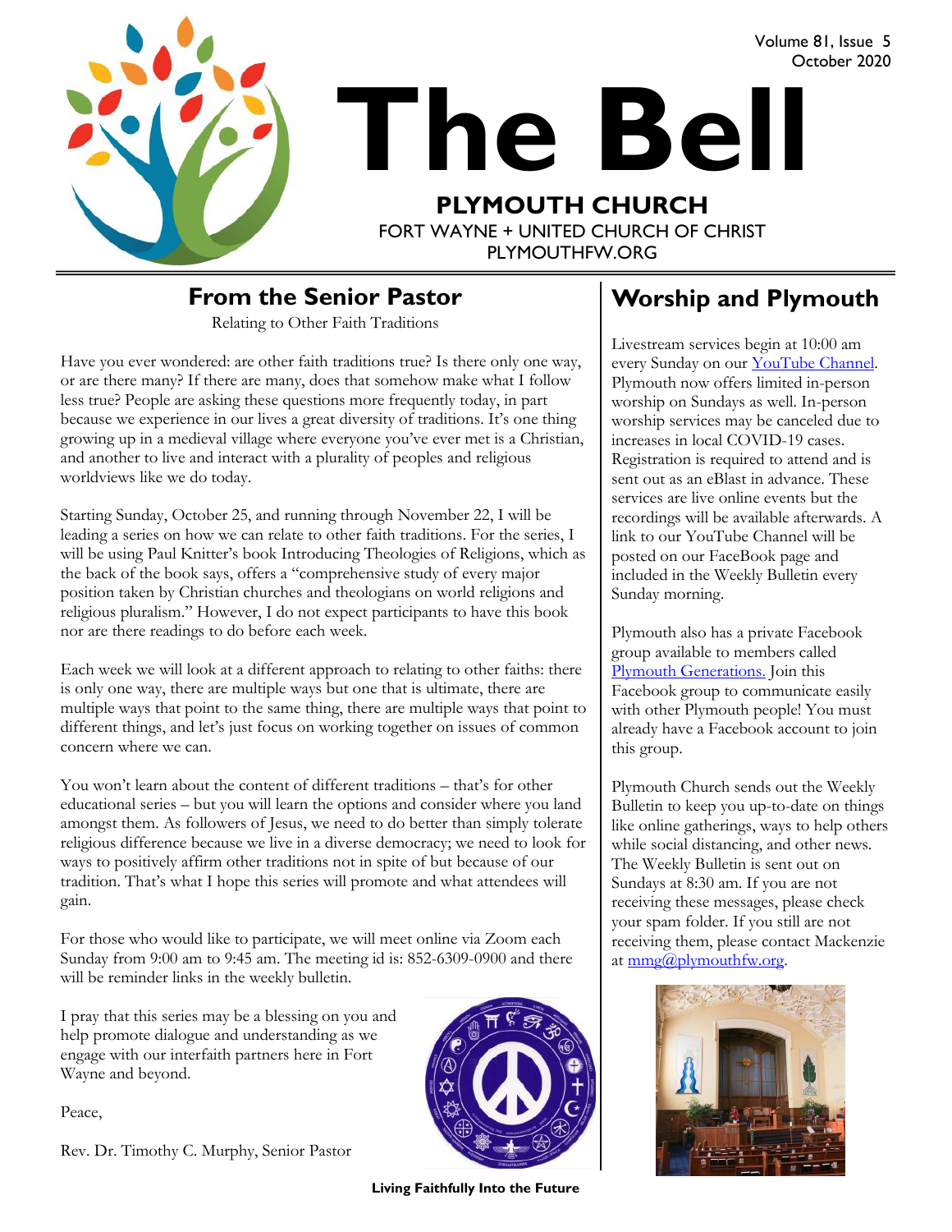Volume 81, Issue 5
October 2020

# The Bell

**PLYMOUTH CHURCH**
FORT WAYNE + UNITED CHURCH OF CHRIST
PLYMOUTHFW.ORG

## From the Senior Pastor

Relating to Other Faith Traditions

Have you ever wondered: are other faith traditions true? Is there only one way, or are there many? If there are many, does that somehow make what I follow less true? People are asking these questions more frequently today, in part because we experience in our lives a great diversity of traditions. It's one thing growing up in a medieval village where everyone you've ever met is a Christian, and another to live and interact with a plurality of peoples and religious worldviews like we do today.

Starting Sunday, October 25, and running through November 22, I will be leading a series on how we can relate to other faith traditions. For the series, I will be using Paul Knitter's book Introducing Theologies of Religions, which as the back of the book says, offers a "comprehensive study of every major position taken by Christian churches and theologians on world religions and religious pluralism." However, I do not expect participants to have this book nor are there readings to do before each week.

Each week we will look at a different approach to relating to other faiths: there is only one way, there are multiple ways but one that is ultimate, there are multiple ways that point to the same thing, there are multiple ways that point to different things, and let's just focus on working together on issues of common concern where we can.

You won't learn about the content of different traditions – that's for other educational series – but you will learn the options and consider where you land amongst them. As followers of Jesus, we need to do better than simply tolerate religious difference because we live in a diverse democracy; we need to look for ways to positively affirm other traditions not in spite of but because of our tradition. That's what I hope this series will promote and what attendees will gain.

For those who would like to participate, we will meet online via Zoom each Sunday from 9:00 am to 9:45 am. The meeting id is: 852-6309-0900 and there will be reminder links in the weekly bulletin.

I pray that this series may be a blessing on you and help promote dialogue and understanding as we engage with our interfaith partners here in Fort Wayne and beyond.

Peace,

Rev. Dr. Timothy C. Murphy, Senior Pastor

## Worship and Plymouth

Livestream services begin at 10:00 am every Sunday on our YouTube Channel. Plymouth now offers limited in-person worship on Sundays as well. In-person worship services may be canceled due to increases in local COVID-19 cases. Registration is required to attend and is sent out as an eBlast in advance. These services are live online events but the recordings will be available afterwards. A link to our YouTube Channel will be posted on our FaceBook page and included in the Weekly Bulletin every Sunday morning.

Plymouth also has a private Facebook group available to members called Plymouth Generations. Join this Facebook group to communicate easily with other Plymouth people! You must already have a Facebook account to join this group.

Plymouth Church sends out the Weekly Bulletin to keep you up-to-date on things like online gatherings, ways to help others while social distancing, and other news. The Weekly Bulletin is sent out on Sundays at 8:30 am. If you are not receiving these messages, please check your spam folder. If you still are not receiving them, please contact Mackenzie at mmg@plymouthfw.org.

**Living Faithfully Into the Future**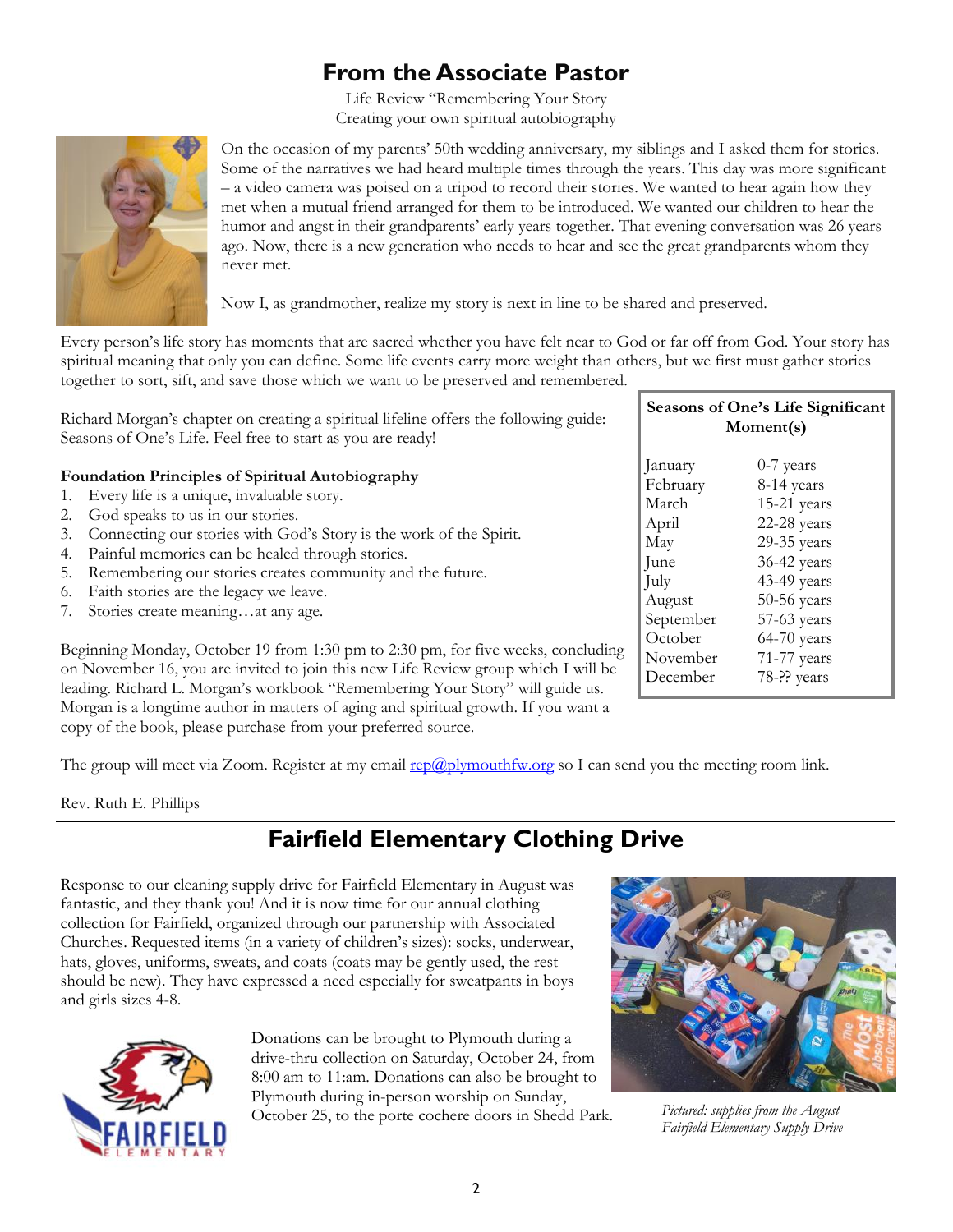## From the Associate Pastor

Life Review "Remembering Your Story
Creating your own spiritual autobiography

On the occasion of my parents' 50th wedding anniversary, my siblings and I asked them for stories. Some of the narratives we had heard multiple times through the years. This day was more significant – a video camera was poised on a tripod to record their stories. We wanted to hear again how they met when a mutual friend arranged for them to be introduced. We wanted our children to hear the humor and angst in their grandparents' early years together. That evening conversation was 26 years ago. Now, there is a new generation who needs to hear and see the great grandparents whom they never met.

Now I, as grandmother, realize my story is next in line to be shared and preserved.

Every person's life story has moments that are sacred whether you have felt near to God or far off from God. Your story has spiritual meaning that only you can define. Some life events carry more weight than others, but we first must gather stories together to sort, sift, and save those which we want to be preserved and remembered.

Richard Morgan's chapter on creating a spiritual lifeline offers the following guide: Seasons of One's Life. Feel free to start as you are ready!

**Foundation Principles of Spiritual Autobiography**

1. Every life is a unique, invaluable story.
2. God speaks to us in our stories.
3. Connecting our stories with God's Story is the work of the Spirit.
4. Painful memories can be healed through stories.
5. Remembering our stories creates community and the future.
6. Faith stories are the legacy we leave.
7. Stories create meaning…at any age.

| Seasons of One's Life Significant Moment(s) | |
|---|---|
| January | 0-7 years |
| February | 8-14 years |
| March | 15-21 years |
| April | 22-28 years |
| May | 29-35 years |
| June | 36-42 years |
| July | 43-49 years |
| August | 50-56 years |
| September | 57-63 years |
| October | 64-70 years |
| November | 71-77 years |
| December | 78-?? years |

Beginning Monday, October 19 from 1:30 pm to 2:30 pm, for five weeks, concluding on November 16, you are invited to join this new Life Review group which I will be leading. Richard L. Morgan's workbook "Remembering Your Story" will guide us. Morgan is a longtime author in matters of aging and spiritual growth. If you want a copy of the book, please purchase from your preferred source.

The group will meet via Zoom. Register at my email rep@plymouthfw.org so I can send you the meeting room link.

Rev. Ruth E. Phillips

## Fairfield Elementary Clothing Drive

Response to our cleaning supply drive for Fairfield Elementary in August was fantastic, and they thank you! And it is now time for our annual clothing collection for Fairfield, organized through our partnership with Associated Churches. Requested items (in a variety of children's sizes): socks, underwear, hats, gloves, uniforms, sweats, and coats (coats may be gently used, the rest should be new). They have expressed a need especially for sweatpants in boys and girls sizes 4-8.

Donations can be brought to Plymouth during a drive-thru collection on Saturday, October 24, from 8:00 am to 11:am. Donations can also be brought to Plymouth during in-person worship on Sunday, October 25, to the porte cochere doors in Shedd Park.

*Pictured: supplies from the August Fairfield Elementary Supply Drive*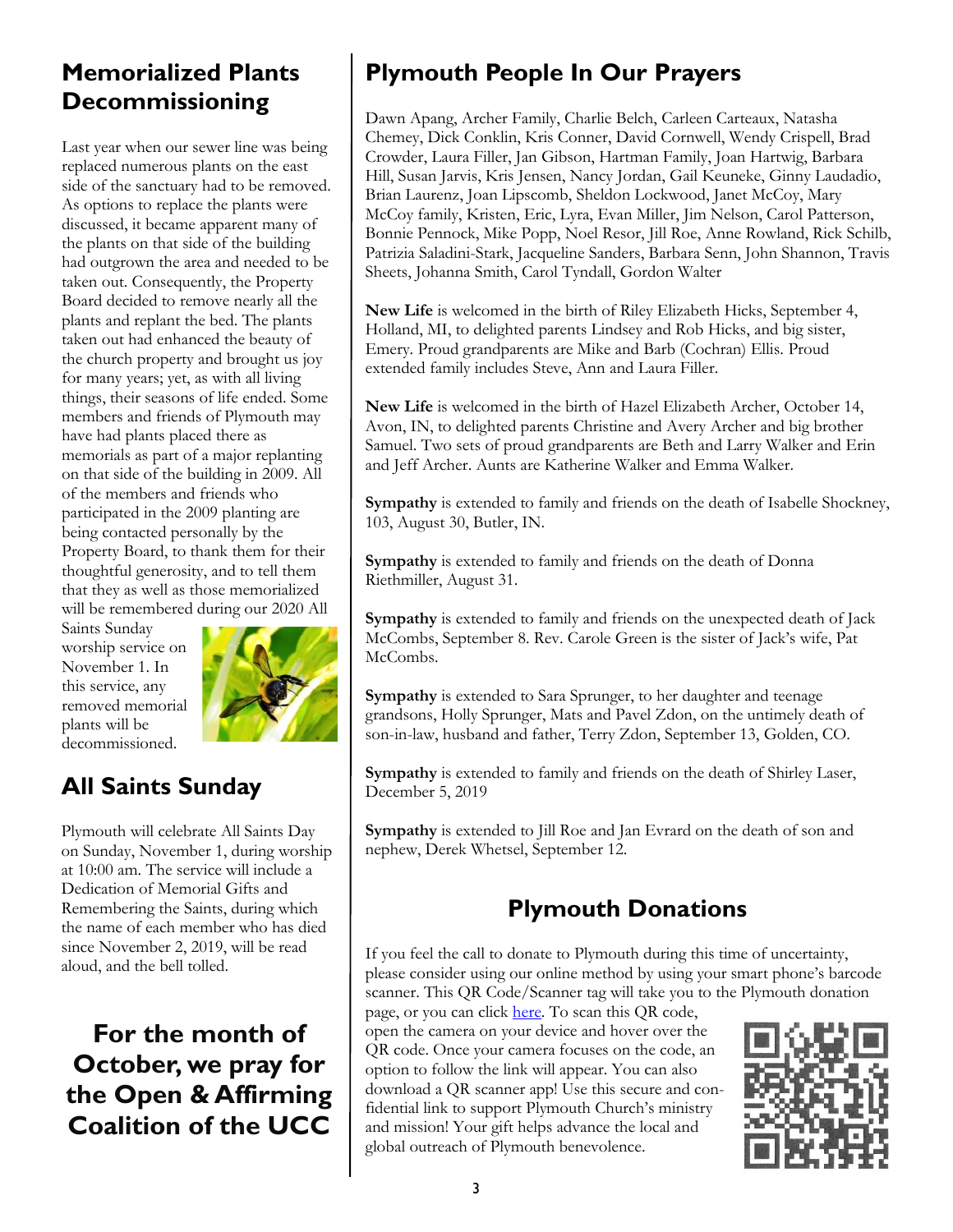## Memorialized Plants Decommissioning

Last year when our sewer line was being replaced numerous plants on the east side of the sanctuary had to be removed. As options to replace the plants were discussed, it became apparent many of the plants on that side of the building had outgrown the area and needed to be taken out. Consequently, the Property Board decided to remove nearly all the plants and replant the bed. The plants taken out had enhanced the beauty of the church property and brought us joy for many years; yet, as with all living things, their seasons of life ended. Some members and friends of Plymouth may have had plants placed there as memorials as part of a major replanting on that side of the building in 2009. All of the members and friends who participated in the 2009 planting are being contacted personally by the Property Board, to thank them for their thoughtful generosity, and to tell them that they as well as those memorialized will be remembered during our 2020 All Saints Sunday worship service on November 1. In this service, any removed memorial plants will be decommissioned.

## All Saints Sunday

Plymouth will celebrate All Saints Day on Sunday, November 1, during worship at 10:00 am. The service will include a Dedication of Memorial Gifts and Remembering the Saints, during which the name of each member who has died since November 2, 2019, will be read aloud, and the bell tolled.

## For the month of October, we pray for the Open & Affirming Coalition of the UCC

## Plymouth People In Our Prayers

Dawn Apang, Archer Family, Charlie Belch, Carleen Carteaux, Natasha Chemey, Dick Conklin, Kris Conner, David Cornwell, Wendy Crispell, Brad Crowder, Laura Filler, Jan Gibson, Hartman Family, Joan Hartwig, Barbara Hill, Susan Jarvis, Kris Jensen, Nancy Jordan, Gail Keuneke, Ginny Laudadio, Brian Laurenz, Joan Lipscomb, Sheldon Lockwood, Janet McCoy, Mary McCoy family, Kristen, Eric, Lyra, Evan Miller, Jim Nelson, Carol Patterson, Bonnie Pennock, Mike Popp, Noel Resor, Jill Roe, Anne Rowland, Rick Schilb, Patrizia Saladini-Stark, Jacqueline Sanders, Barbara Senn, John Shannon, Travis Sheets, Johanna Smith, Carol Tyndall, Gordon Walter

**New Life** is welcomed in the birth of Riley Elizabeth Hicks, September 4, Holland, MI, to delighted parents Lindsey and Rob Hicks, and big sister, Emery. Proud grandparents are Mike and Barb (Cochran) Ellis. Proud extended family includes Steve, Ann and Laura Filler.

**New Life** is welcomed in the birth of Hazel Elizabeth Archer, October 14, Avon, IN, to delighted parents Christine and Avery Archer and big brother Samuel. Two sets of proud grandparents are Beth and Larry Walker and Erin and Jeff Archer. Aunts are Katherine Walker and Emma Walker.

**Sympathy** is extended to family and friends on the death of Isabelle Shockney, 103, August 30, Butler, IN.

**Sympathy** is extended to family and friends on the death of Donna Riethmiller, August 31.

**Sympathy** is extended to family and friends on the unexpected death of Jack McCombs, September 8. Rev. Carole Green is the sister of Jack's wife, Pat McCombs.

**Sympathy** is extended to Sara Sprunger, to her daughter and teenage grandsons, Holly Sprunger, Mats and Pavel Zdon, on the untimely death of son-in-law, husband and father, Terry Zdon, September 13, Golden, CO.

**Sympathy** is extended to family and friends on the death of Shirley Laser, December 5, 2019

**Sympathy** is extended to Jill Roe and Jan Evrard on the death of son and nephew, Derek Whetsel, September 12.

## Plymouth Donations

If you feel the call to donate to Plymouth during this time of uncertainty, please consider using our online method by using your smart phone's barcode scanner. This QR Code/Scanner tag will take you to the Plymouth donation page, or you can click here. To scan this QR code, open the camera on your device and hover over the QR code. Once your camera focuses on the code, an option to follow the link will appear. You can also download a QR scanner app! Use this secure and confidential link to support Plymouth Church's ministry and mission! Your gift helps advance the local and global outreach of Plymouth benevolence.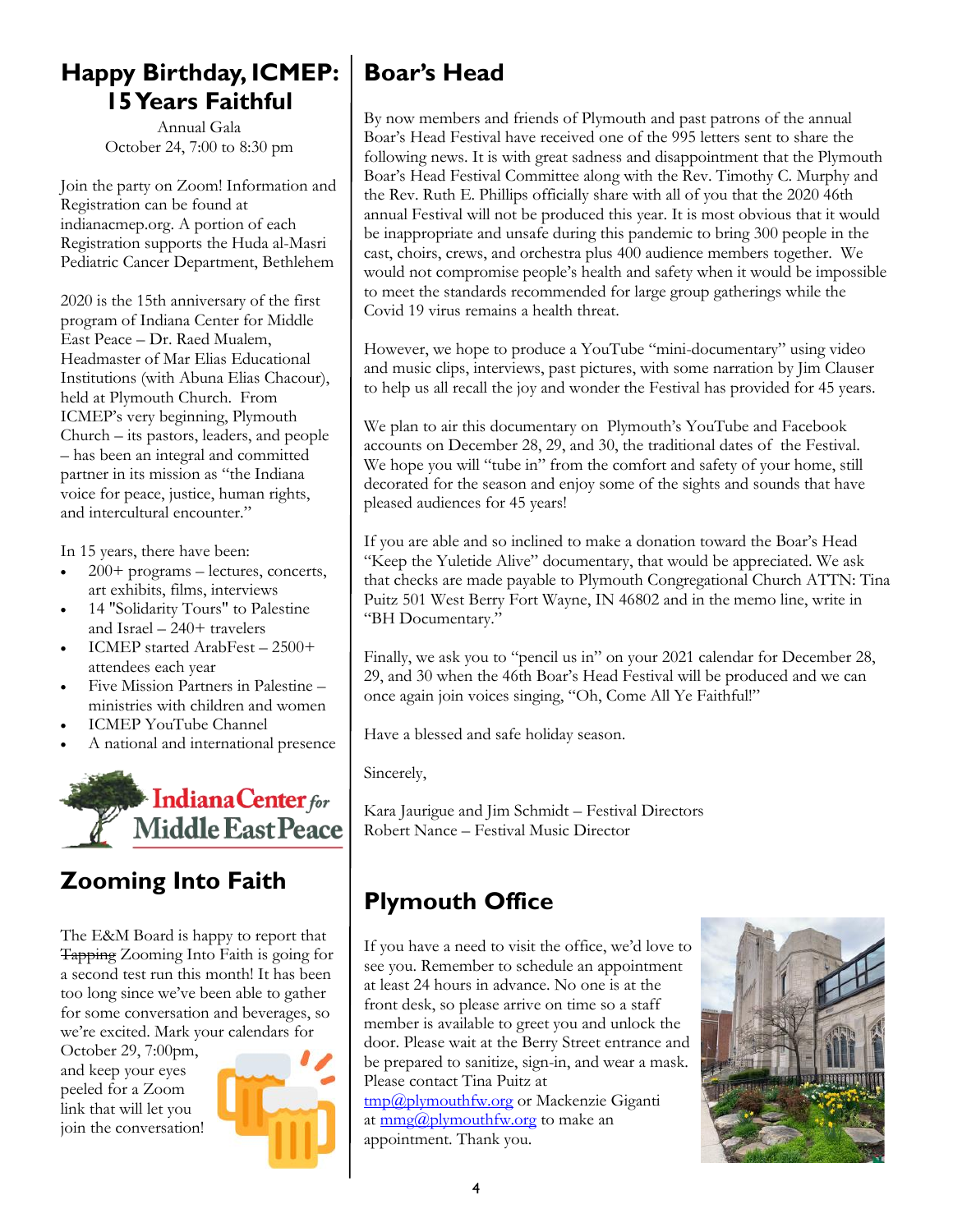## Happy Birthday, ICMEP: 15 Years Faithful

Annual Gala
October 24, 7:00 to 8:30 pm

Join the party on Zoom! Information and Registration can be found at indianacmep.org. A portion of each Registration supports the Huda al-Masri Pediatric Cancer Department, Bethlehem

2020 is the 15th anniversary of the first program of Indiana Center for Middle East Peace – Dr. Raed Mualem, Headmaster of Mar Elias Educational Institutions (with Abuna Elias Chacour), held at Plymouth Church. From ICMEP's very beginning, Plymouth Church – its pastors, leaders, and people – has been an integral and committed partner in its mission as "the Indiana voice for peace, justice, human rights, and intercultural encounter."

In 15 years, there have been:

- 200+ programs – lectures, concerts, art exhibits, films, interviews
- 14 "Solidarity Tours" to Palestine and Israel – 240+ travelers
- ICMEP started ArabFest – 2500+ attendees each year
- Five Mission Partners in Palestine – ministries with children and women
- ICMEP YouTube Channel
- A national and international presence

Indiana Center for Middle East Peace

## Zooming Into Faith

The E&M Board is happy to report that ~~Tapping~~ Zooming Into Faith is going for a second test run this month! It has been too long since we've been able to gather for some conversation and beverages, so we're excited. Mark your calendars for October 29, 7:00pm, and keep your eyes peeled for a Zoom link that will let you join the conversation!

## Boar's Head

By now members and friends of Plymouth and past patrons of the annual Boar's Head Festival have received one of the 995 letters sent to share the following news. It is with great sadness and disappointment that the Plymouth Boar's Head Festival Committee along with the Rev. Timothy C. Murphy and the Rev. Ruth E. Phillips officially share with all of you that the 2020 46th annual Festival will not be produced this year. It is most obvious that it would be inappropriate and unsafe during this pandemic to bring 300 people in the cast, choirs, crews, and orchestra plus 400 audience members together. We would not compromise people's health and safety when it would be impossible to meet the standards recommended for large group gatherings while the Covid 19 virus remains a health threat.

However, we hope to produce a YouTube "mini-documentary" using video and music clips, interviews, past pictures, with some narration by Jim Clauser to help us all recall the joy and wonder the Festival has provided for 45 years.

We plan to air this documentary on Plymouth's YouTube and Facebook accounts on December 28, 29, and 30, the traditional dates of the Festival. We hope you will "tube in" from the comfort and safety of your home, still decorated for the season and enjoy some of the sights and sounds that have pleased audiences for 45 years!

If you are able and so inclined to make a donation toward the Boar's Head "Keep the Yuletide Alive" documentary, that would be appreciated. We ask that checks are made payable to Plymouth Congregational Church ATTN: Tina Puitz 501 West Berry Fort Wayne, IN 46802 and in the memo line, write in "BH Documentary."

Finally, we ask you to "pencil us in" on your 2021 calendar for December 28, 29, and 30 when the 46th Boar's Head Festival will be produced and we can once again join voices singing, "Oh, Come All Ye Faithful!"

Have a blessed and safe holiday season.

Sincerely,

Kara Jaurigue and Jim Schmidt – Festival Directors
Robert Nance – Festival Music Director

## Plymouth Office

If you have a need to visit the office, we'd love to see you. Remember to schedule an appointment at least 24 hours in advance. No one is at the front desk, so please arrive on time so a staff member is available to greet you and unlock the door. Please wait at the Berry Street entrance and be prepared to sanitize, sign-in, and wear a mask. Please contact Tina Puitz at tmp@plymouthfw.org or Mackenzie Giganti at mmg@plymouthfw.org to make an appointment. Thank you.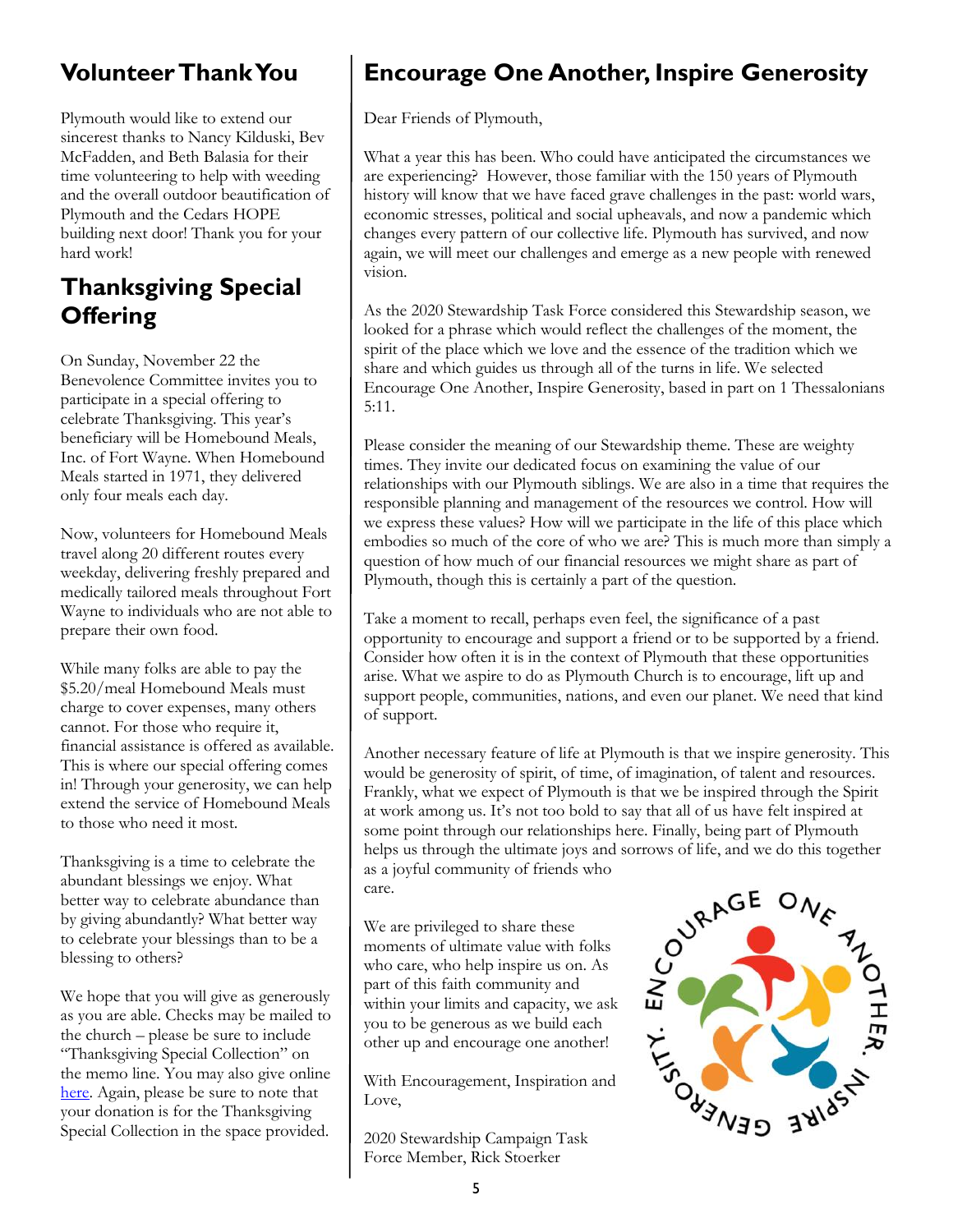## Volunteer Thank You

Plymouth would like to extend our sincerest thanks to Nancy Kilduski, Bev McFadden, and Beth Balasia for their time volunteering to help with weeding and the overall outdoor beautification of Plymouth and the Cedars HOPE building next door! Thank you for your hard work!

## Thanksgiving Special Offering

On Sunday, November 22 the Benevolence Committee invites you to participate in a special offering to celebrate Thanksgiving. This year's beneficiary will be Homebound Meals, Inc. of Fort Wayne. When Homebound Meals started in 1971, they delivered only four meals each day.

Now, volunteers for Homebound Meals travel along 20 different routes every weekday, delivering freshly prepared and medically tailored meals throughout Fort Wayne to individuals who are not able to prepare their own food.

While many folks are able to pay the $5.20/meal Homebound Meals must charge to cover expenses, many others cannot. For those who require it, financial assistance is offered as available. This is where our special offering comes in! Through your generosity, we can help extend the service of Homebound Meals to those who need it most.

Thanksgiving is a time to celebrate the abundant blessings we enjoy. What better way to celebrate abundance than by giving abundantly? What better way to celebrate your blessings than to be a blessing to others?

We hope that you will give as generously as you are able. Checks may be mailed to the church – please be sure to include "Thanksgiving Special Collection" on the memo line. You may also give online here. Again, please be sure to note that your donation is for the Thanksgiving Special Collection in the space provided.

## Encourage One Another, Inspire Generosity

Dear Friends of Plymouth,

What a year this has been. Who could have anticipated the circumstances we are experiencing? However, those familiar with the 150 years of Plymouth history will know that we have faced grave challenges in the past: world wars, economic stresses, political and social upheavals, and now a pandemic which changes every pattern of our collective life. Plymouth has survived, and now again, we will meet our challenges and emerge as a new people with renewed vision.

As the 2020 Stewardship Task Force considered this Stewardship season, we looked for a phrase which would reflect the challenges of the moment, the spirit of the place which we love and the essence of the tradition which we share and which guides us through all of the turns in life. We selected Encourage One Another, Inspire Generosity, based in part on 1 Thessalonians 5:11.

Please consider the meaning of our Stewardship theme. These are weighty times. They invite our dedicated focus on examining the value of our relationships with our Plymouth siblings. We are also in a time that requires the responsible planning and management of the resources we control. How will we express these values? How will we participate in the life of this place which embodies so much of the core of who we are? This is much more than simply a question of how much of our financial resources we might share as part of Plymouth, though this is certainly a part of the question.

Take a moment to recall, perhaps even feel, the significance of a past opportunity to encourage and support a friend or to be supported by a friend. Consider how often it is in the context of Plymouth that these opportunities arise. What we aspire to do as Plymouth Church is to encourage, lift up and support people, communities, nations, and even our planet. We need that kind of support.

Another necessary feature of life at Plymouth is that we inspire generosity. This would be generosity of spirit, of time, of imagination, of talent and resources. Frankly, what we expect of Plymouth is that we be inspired through the Spirit at work among us. It's not too bold to say that all of us have felt inspired at some point through our relationships here. Finally, being part of Plymouth helps us through the ultimate joys and sorrows of life, and we do this together as a joyful community of friends who care.

We are privileged to share these moments of ultimate value with folks who care, who help inspire us on. As part of this faith community and within your limits and capacity, we ask you to be generous as we build each other up and encourage one another!

With Encouragement, Inspiration and Love,

2020 Stewardship Campaign Task Force Member, Rick Stoerker

ENCOURAGE ONE ANOTHER. INSPIRE GENEROSITY.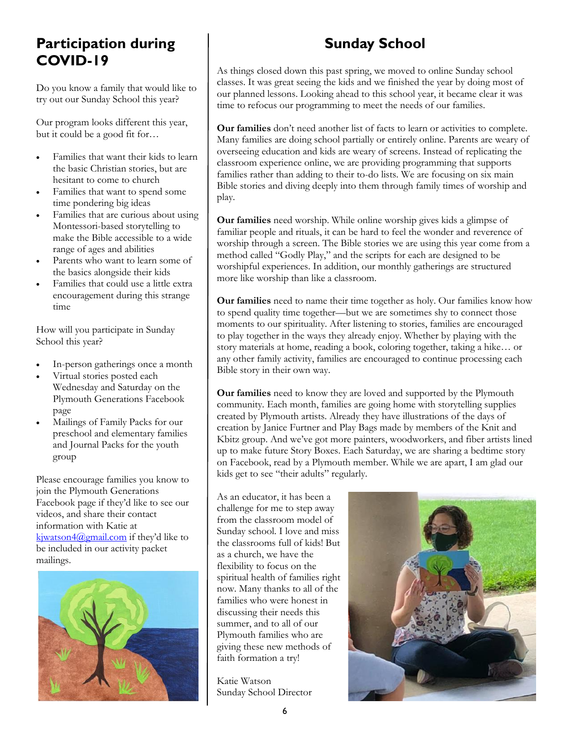## Participation during COVID-19

Do you know a family that would like to try out our Sunday School this year?

Our program looks different this year, but it could be a good fit for…

- Families that want their kids to learn the basic Christian stories, but are hesitant to come to church
- Families that want to spend some time pondering big ideas
- Families that are curious about using Montessori-based storytelling to make the Bible accessible to a wide range of ages and abilities
- Parents who want to learn some of the basics alongside their kids
- Families that could use a little extra encouragement during this strange time

How will you participate in Sunday School this year?

- In-person gatherings once a month
- Virtual stories posted each Wednesday and Saturday on the Plymouth Generations Facebook page
- Mailings of Family Packs for our preschool and elementary families and Journal Packs for the youth group

Please encourage families you know to join the Plymouth Generations Facebook page if they'd like to see our videos, and share their contact information with Katie at kjwatson4@gmail.com if they'd like to be included in our activity packet mailings.

## Sunday School

As things closed down this past spring, we moved to online Sunday school classes. It was great seeing the kids and we finished the year by doing most of our planned lessons. Looking ahead to this school year, it became clear it was time to refocus our programming to meet the needs of our families.

**Our families** don't need another list of facts to learn or activities to complete. Many families are doing school partially or entirely online. Parents are weary of overseeing education and kids are weary of screens. Instead of replicating the classroom experience online, we are providing programming that supports families rather than adding to their to-do lists. We are focusing on six main Bible stories and diving deeply into them through family times of worship and play.

**Our families** need worship. While online worship gives kids a glimpse of familiar people and rituals, it can be hard to feel the wonder and reverence of worship through a screen. The Bible stories we are using this year come from a method called "Godly Play," and the scripts for each are designed to be worshipful experiences. In addition, our monthly gatherings are structured more like worship than like a classroom.

**Our families** need to name their time together as holy. Our families know how to spend quality time together—but we are sometimes shy to connect those moments to our spirituality. After listening to stories, families are encouraged to play together in the ways they already enjoy. Whether by playing with the story materials at home, reading a book, coloring together, taking a hike… or any other family activity, families are encouraged to continue processing each Bible story in their own way.

**Our families** need to know they are loved and supported by the Plymouth community. Each month, families are going home with storytelling supplies created by Plymouth artists. Already they have illustrations of the days of creation by Janice Furtner and Play Bags made by members of the Knit and Kbitz group. And we've got more painters, woodworkers, and fiber artists lined up to make future Story Boxes. Each Saturday, we are sharing a bedtime story on Facebook, read by a Plymouth member. While we are apart, I am glad our kids get to see "their adults" regularly.

As an educator, it has been a challenge for me to step away from the classroom model of Sunday school. I love and miss the classrooms full of kids! But as a church, we have the flexibility to focus on the spiritual health of families right now. Many thanks to all of the families who were honest in discussing their needs this summer, and to all of our Plymouth families who are giving these new methods of faith formation a try!

Katie Watson
Sunday School Director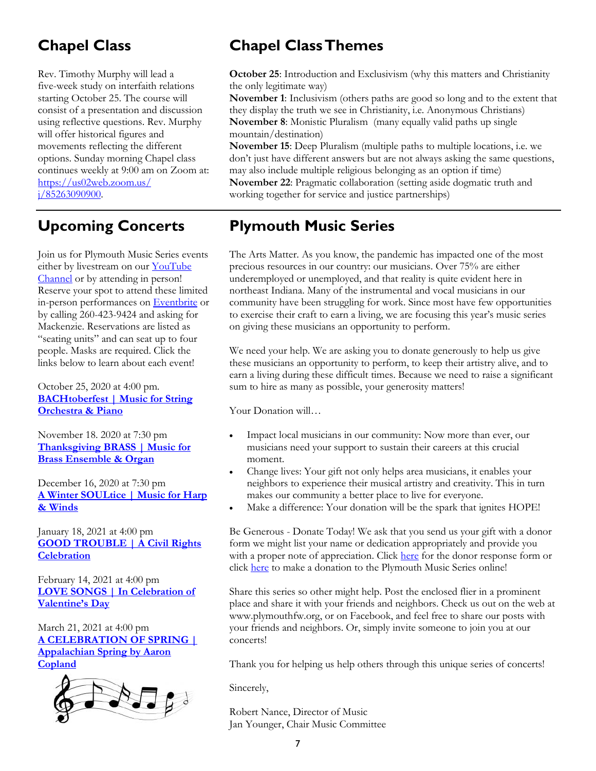## Chapel Class

Rev. Timothy Murphy will lead a five-week study on interfaith relations starting October 25. The course will consist of a presentation and discussion using reflective questions. Rev. Murphy will offer historical figures and movements reflecting the different options. Sunday morning Chapel class continues weekly at 9:00 am on Zoom at: https://us02web.zoom.us/j/85263090900.

## Chapel Class Themes

**October 25**: Introduction and Exclusivism (why this matters and Christianity the only legitimate way)
**November 1**: Inclusivism (others paths are good so long and to the extent that they display the truth we see in Christianity, i.e. Anonymous Christians)
**November 8**: Monistic Pluralism (many equally valid paths up single mountain/destination)
**November 15**: Deep Pluralism (multiple paths to multiple locations, i.e. we don't just have different answers but are not always asking the same questions, may also include multiple religious belonging as an option if time)
**November 22**: Pragmatic collaboration (setting aside dogmatic truth and working together for service and justice partnerships)

## Upcoming Concerts

Join us for Plymouth Music Series events either by livestream on our YouTube Channel or by attending in person! Reserve your spot to attend these limited in-person performances on Eventbrite or by calling 260-423-9424 and asking for Mackenzie. Reservations are listed as "seating units" and can seat up to four people. Masks are required. Click the links below to learn about each event!

October 25, 2020 at 4:00 pm.
**BACHtoberfest | Music for String Orchestra & Piano**

November 18. 2020 at 7:30 pm
**Thanksgiving BRASS | Music for Brass Ensemble & Organ**

December 16, 2020 at 7:30 pm
**A Winter SOULtice | Music for Harp & Winds**

January 18, 2021 at 4:00 pm
**GOOD TROUBLE | A Civil Rights Celebration**

February 14, 2021 at 4:00 pm
**LOVE SONGS | In Celebration of Valentine's Day**

March 21, 2021 at 4:00 pm
**A CELEBRATION OF SPRING | Appalachian Spring by Aaron Copland**

## Plymouth Music Series

The Arts Matter. As you know, the pandemic has impacted one of the most precious resources in our country: our musicians. Over 75% are either underemployed or unemployed, and that reality is quite evident here in northeast Indiana. Many of the instrumental and vocal musicians in our community have been struggling for work. Since most have few opportunities to exercise their craft to earn a living, we are focusing this year's music series on giving these musicians an opportunity to perform.

We need your help. We are asking you to donate generously to help us give these musicians an opportunity to perform, to keep their artistry alive, and to earn a living during these difficult times. Because we need to raise a significant sum to hire as many as possible, your generosity matters!

Your Donation will…

- Impact local musicians in our community: Now more than ever, our musicians need your support to sustain their careers at this crucial moment.
- Change lives: Your gift not only helps area musicians, it enables your neighbors to experience their musical artistry and creativity. This in turn makes our community a better place to live for everyone.
- Make a difference: Your donation will be the spark that ignites HOPE!

Be Generous - Donate Today! We ask that you send us your gift with a donor form we might list your name or dedication appropriately and provide you with a proper note of appreciation. Click here for the donor response form or click here to make a donation to the Plymouth Music Series online!

Share this series so other might help. Post the enclosed flier in a prominent place and share it with your friends and neighbors. Check us out on the web at www.plymouthfw.org, or on Facebook, and feel free to share our posts with your friends and neighbors. Or, simply invite someone to join you at our concerts!

Thank you for helping us help others through this unique series of concerts!

Sincerely,

Robert Nance, Director of Music
Jan Younger, Chair Music Committee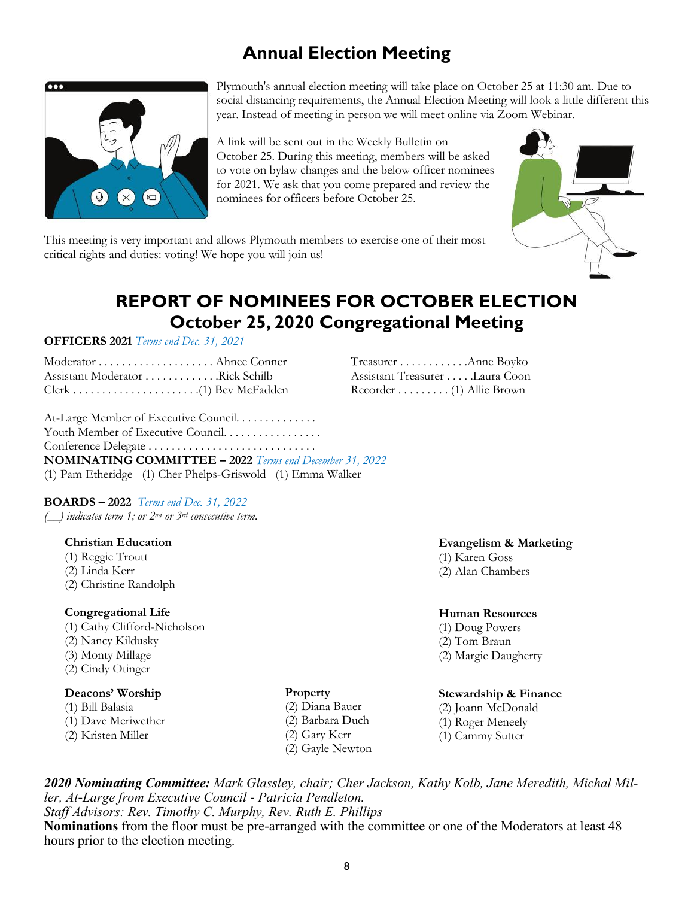# Annual Election Meeting

Plymouth's annual election meeting will take place on October 25 at 11:30 am. Due to social distancing requirements, the Annual Election Meeting will look a little different this year. Instead of meeting in person we will meet online via Zoom Webinar.

A link will be sent out in the Weekly Bulletin on October 25. During this meeting, members will be asked to vote on bylaw changes and the below officer nominees for 2021. We ask that you come prepared and review the nominees for officers before October 25.

This meeting is very important and allows Plymouth members to exercise one of their most critical rights and duties: voting! We hope you will join us!

# REPORT OF NOMINEES FOR OCTOBER ELECTION
## October 25, 2020 Congregational Meeting

**OFFICERS 2021** *Terms end Dec. 31, 2021*

Moderator . . . . . . . . . . . . . . . . . . . . Ahnee Conner
Assistant Moderator . . . . . . . . . . . . .Rick Schilb
Clerk . . . . . . . . . . . . . . . . . . . . . .(1) Bev McFadden
Treasurer . . . . . . . . . . . .Anne Boyko
Assistant Treasurer . . . . .Laura Coon
Recorder . . . . . . . . . (1) Allie Brown

At-Large Member of Executive Council. . . . . . . . . . . . .
Youth Member of Executive Council. . . . . . . . . . . . . . . .
Conference Delegate . . . . . . . . . . . . . . . . . . . . . . . . . . . .

**NOMINATING COMMITTEE – 2022** *Terms end December 31, 2022*

(1) Pam Etheridge (1) Cher Phelps-Griswold (1) Emma Walker

**BOARDS – 2022** *Terms end Dec. 31, 2022*

*(__) indicates term 1; or 2nd or 3rd consecutive term.*

**Christian Education**
(1) Reggie Troutt
(2) Linda Kerr
(2) Christine Randolph

**Congregational Life**
(1) Cathy Clifford-Nicholson
(2) Nancy Kildusky
(3) Monty Millage
(2) Cindy Otinger

**Deacons' Worship**
(1) Bill Balasia
(1) Dave Meriwether
(2) Kristen Miller

**Property**
(2) Diana Bauer
(2) Barbara Duch
(2) Gary Kerr
(2) Gayle Newton

**Evangelism & Marketing**
(1) Karen Goss
(2) Alan Chambers

**Human Resources**
(1) Doug Powers
(2) Tom Braun
(2) Margie Daugherty

**Stewardship & Finance**
(2) Joann McDonald
(1) Roger Meneely
(1) Cammy Sutter

***2020 Nominating Committee:*** *Mark Glassley, chair; Cher Jackson, Kathy Kolb, Jane Meredith, Michal Miller, At-Large from Executive Council - Patricia Pendleton.*
*Staff Advisors: Rev. Timothy C. Murphy, Rev. Ruth E. Phillips*
**Nominations** from the floor must be pre-arranged with the committee or one of the Moderators at least 48 hours prior to the election meeting.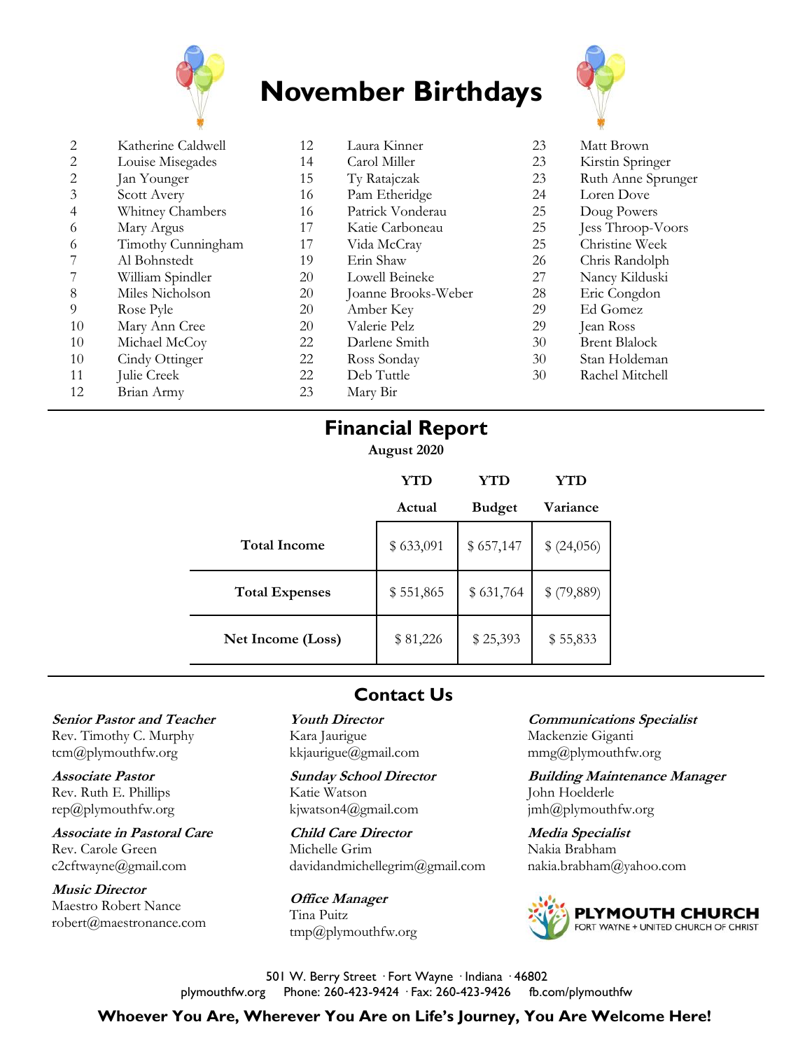# November Birthdays

| | |
|---|---|
| 2 | Katherine Caldwell |
| 2 | Louise Misegades |
| 2 | Jan Younger |
| 3 | Scott Avery |
| 4 | Whitney Chambers |
| 6 | Mary Argus |
| 6 | Timothy Cunningham |
| 7 | Al Bohnstedt |
| 7 | William Spindler |
| 8 | Miles Nicholson |
| 9 | Rose Pyle |
| 10 | Mary Ann Cree |
| 10 | Michael McCoy |
| 10 | Cindy Ottinger |
| 11 | Julie Creek |
| 12 | Brian Army |
| 12 | Laura Kinner |
| 14 | Carol Miller |
| 15 | Ty Ratajczak |
| 16 | Pam Etheridge |
| 16 | Patrick Vonderau |
| 17 | Katie Carboneau |
| 17 | Vida McCray |
| 19 | Erin Shaw |
| 20 | Lowell Beineke |
| 20 | Joanne Brooks-Weber |
| 20 | Amber Key |
| 20 | Valerie Pelz |
| 22 | Darlene Smith |
| 22 | Ross Sonday |
| 22 | Deb Tuttle |
| 23 | Mary Bir |
| 23 | Matt Brown |
| 23 | Kirstin Springer |
| 23 | Ruth Anne Sprunger |
| 24 | Loren Dove |
| 25 | Doug Powers |
| 25 | Jess Throop-Voors |
| 25 | Christine Week |
| 26 | Chris Randolph |
| 27 | Nancy Kilduski |
| 28 | Eric Congdon |
| 29 | Ed Gomez |
| 29 | Jean Ross |
| 30 | Brent Blalock |
| 30 | Stan Holdeman |
| 30 | Rachel Mitchell |

# Financial Report

**August 2020**

| | YTD Actual | YTD Budget | YTD Variance |
|---|---|---|---|
| **Total Income** | $ 633,091 | $ 657,147 | $ (24,056) |
| **Total Expenses** | $ 551,865 | $ 631,764 | $ (79,889) |
| **Net Income (Loss)** | $ 81,226 | $ 25,393 | $ 55,833 |

# Contact Us

***Senior Pastor and Teacher***
Rev. Timothy C. Murphy
tcm@plymouthfw.org

***Associate Pastor***
Rev. Ruth E. Phillips
rep@plymouthfw.org

***Associate in Pastoral Care***
Rev. Carole Green
c2cftwayne@gmail.com

***Music Director***
Maestro Robert Nance
robert@maestronance.com

***Youth Director***
Kara Jaurigue
kkjaurigue@gmail.com

***Sunday School Director***
Katie Watson
kjwatson4@gmail.com

***Child Care Director***
Michelle Grim
davidandmichellegrim@gmail.com

***Office Manager***
Tina Puitz
tmp@plymouthfw.org

***Communications Specialist***
Mackenzie Giganti
mmg@plymouthfw.org

***Building Maintenance Manager***
John Hoelderle
jmh@plymouthfw.org

***Media Specialist***
Nakia Brabham
nakia.brabham@yahoo.com

**PLYMOUTH CHURCH**
FORT WAYNE + UNITED CHURCH OF CHRIST

501 W. Berry Street · Fort Wayne · Indiana · 46802
plymouthfw.org Phone: 260-423-9424 · Fax: 260-423-9426 fb.com/plymouthfw

**Whoever You Are, Wherever You Are on Life's Journey, You Are Welcome Here!**